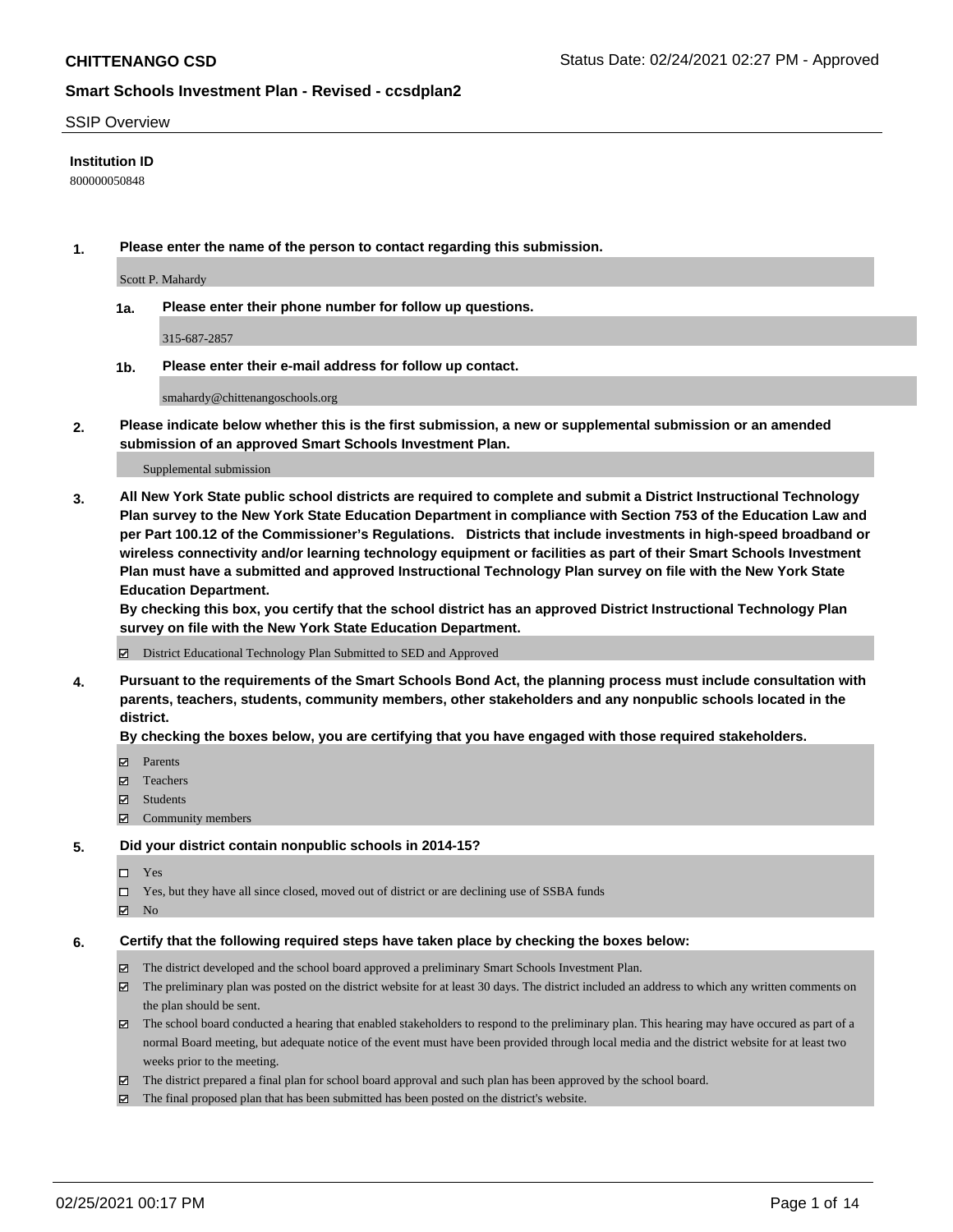**CHITTENANGO CSD**

Status Date: 02/24/2021 02:27 PM - Approved

**Smart Schools Investment Plan - Revised - ccsdplan2**

SSIP Overview

**Institution ID**

800000050848

**1. Please enter the name of the person to contact regarding this submission.**

Scott P. Mahardy

**1a. Please enter their phone number for follow up questions.**

315-687-2857

**1b. Please enter their e-mail address for follow up contact.**

smahardy@chittenangoschools.org

**2. Please indicate below whether this is the first submission, a new or supplemental submission or an amended submission of an approved Smart Schools Investment Plan.**

Supplemental submission

**3. All New York State public school districts are required to complete and submit a District Instructional Technology Plan survey to the New York State Education Department in compliance with Section 753 of the Education Law and per Part 100.12 of the Commissioner's Regulations. Districts that include investments in high-speed broadband or wireless connectivity and/or learning technology equipment or facilities as part of their Smart Schools Investment Plan must have a submitted and approved Instructional Technology Plan survey on file with the New York State Education Department.**
**By checking this box, you certify that the school district has an approved District Instructional Technology Plan survey on file with the New York State Education Department.**

- ☑ District Educational Technology Plan Submitted to SED and Approved

**4. Pursuant to the requirements of the Smart Schools Bond Act, the planning process must include consultation with parents, teachers, students, community members, other stakeholders and any nonpublic schools located in the district.**
**By checking the boxes below, you are certifying that you have engaged with those required stakeholders.**

- ☑ Parents
- ☑ Teachers
- ☑ Students
- ☑ Community members

**5. Did your district contain nonpublic schools in 2014-15?**

- ☐ Yes
- ☐ Yes, but they have all since closed, moved out of district or are declining use of SSBA funds
- ☑ No

**6. Certify that the following required steps have taken place by checking the boxes below:**

- ☑ The district developed and the school board approved a preliminary Smart Schools Investment Plan.
- ☑ The preliminary plan was posted on the district website for at least 30 days. The district included an address to which any written comments on the plan should be sent.
- ☑ The school board conducted a hearing that enabled stakeholders to respond to the preliminary plan. This hearing may have occured as part of a normal Board meeting, but adequate notice of the event must have been provided through local media and the district website for at least two weeks prior to the meeting.
- ☑ The district prepared a final plan for school board approval and such plan has been approved by the school board.
- ☑ The final proposed plan that has been submitted has been posted on the district's website.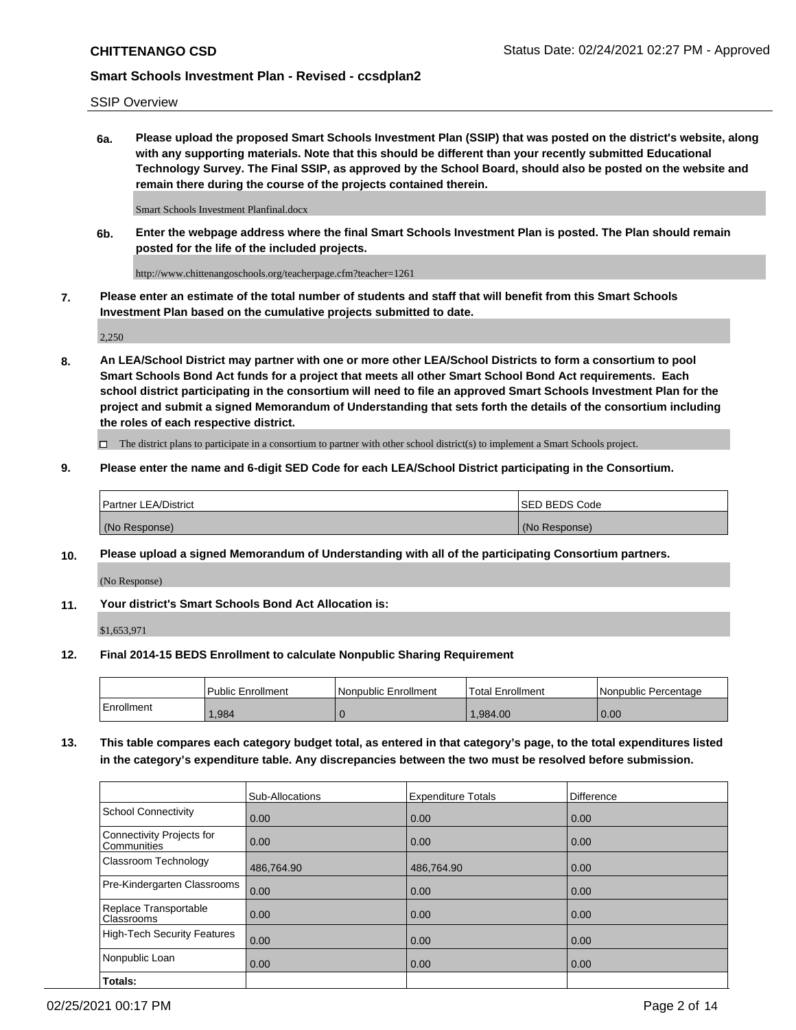SSIP Overview

**6a. Please upload the proposed Smart Schools Investment Plan (SSIP) that was posted on the district's website, along with any supporting materials. Note that this should be different than your recently submitted Educational Technology Survey. The Final SSIP, as approved by the School Board, should also be posted on the website and remain there during the course of the projects contained therein.**

Smart Schools Investment Planfinal.docx

**6b. Enter the webpage address where the final Smart Schools Investment Plan is posted. The Plan should remain posted for the life of the included projects.**

http://www.chittenangoschools.org/teacherpage.cfm?teacher=1261

**7. Please enter an estimate of the total number of students and staff that will benefit from this Smart Schools Investment Plan based on the cumulative projects submitted to date.**

2,250

**8. An LEA/School District may partner with one or more other LEA/School Districts to form a consortium to pool Smart Schools Bond Act funds for a project that meets all other Smart School Bond Act requirements. Each school district participating in the consortium will need to file an approved Smart Schools Investment Plan for the project and submit a signed Memorandum of Understanding that sets forth the details of the consortium including the roles of each respective district.**

☐ The district plans to participate in a consortium to partner with other school district(s) to implement a Smart Schools project.

**9. Please enter the name and 6-digit SED Code for each LEA/School District participating in the Consortium.**

| Partner LEA/District | SED BEDS Code |
| --- | --- |
| (No Response) | (No Response) |

**10. Please upload a signed Memorandum of Understanding with all of the participating Consortium partners.**

(No Response)

**11. Your district's Smart Schools Bond Act Allocation is:**

$1,653,971

**12. Final 2014-15 BEDS Enrollment to calculate Nonpublic Sharing Requirement**

| | Public Enrollment | Nonpublic Enrollment | Total Enrollment | Nonpublic Percentage |
| --- | --- | --- | --- | --- |
| Enrollment | 1,984 | 0 | 1,984.00 | 0.00 |

**13. This table compares each category budget total, as entered in that category's page, to the total expenditures listed in the category's expenditure table. Any discrepancies between the two must be resolved before submission.**

| | Sub-Allocations | Expenditure Totals | Difference |
| --- | --- | --- | --- |
| School Connectivity | 0.00 | 0.00 | 0.00 |
| Connectivity Projects for Communities | 0.00 | 0.00 | 0.00 |
| Classroom Technology | 486,764.90 | 486,764.90 | 0.00 |
| Pre-Kindergarten Classrooms | 0.00 | 0.00 | 0.00 |
| Replace Transportable Classrooms | 0.00 | 0.00 | 0.00 |
| High-Tech Security Features | 0.00 | 0.00 | 0.00 |
| Nonpublic Loan | 0.00 | 0.00 | 0.00 |
| **Totals:** | | | |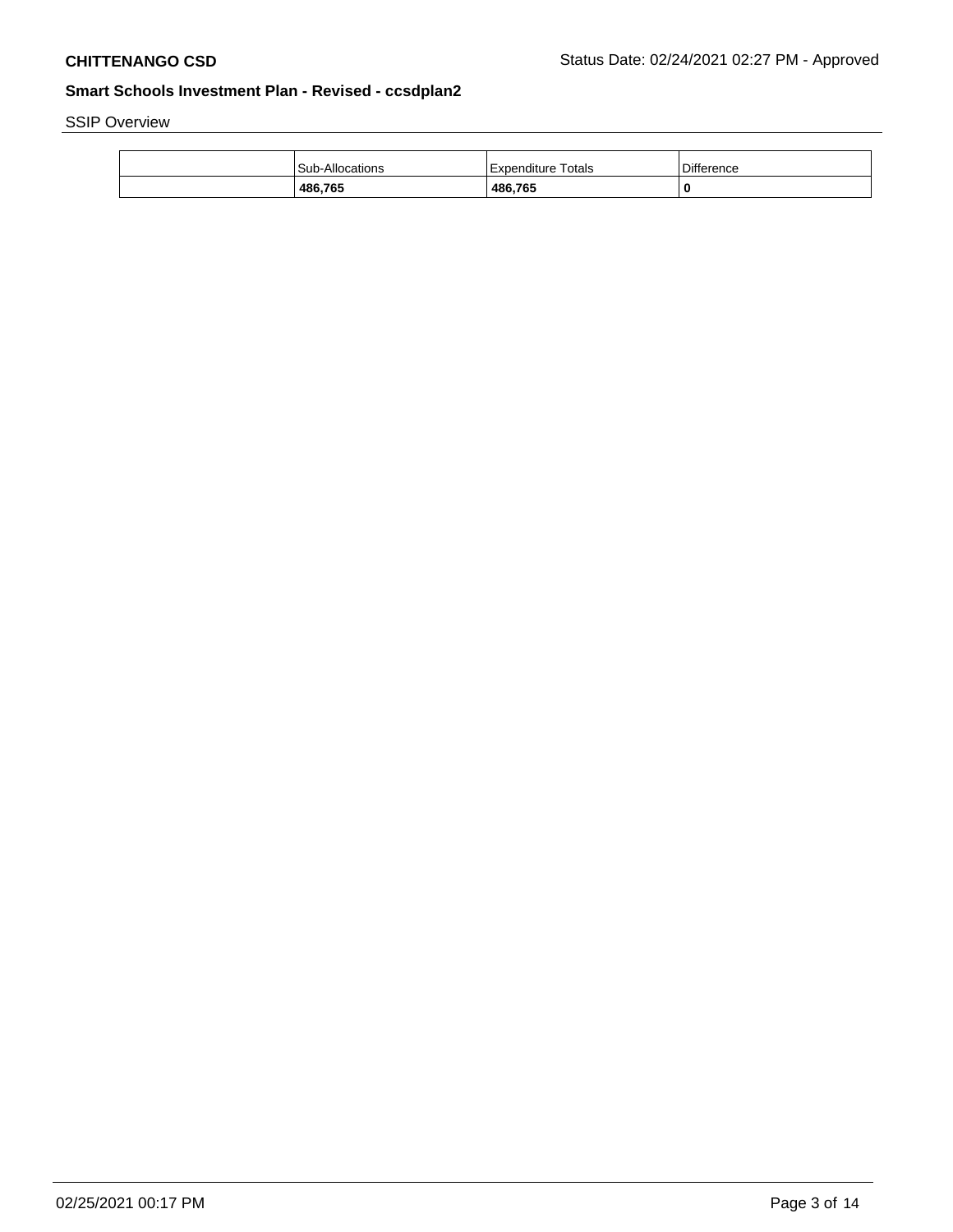SSIP Overview

| | Sub-Allocations | Expenditure Totals | Difference |
|---|---|---|---|
| | **486,765** | **486,765** | **0** |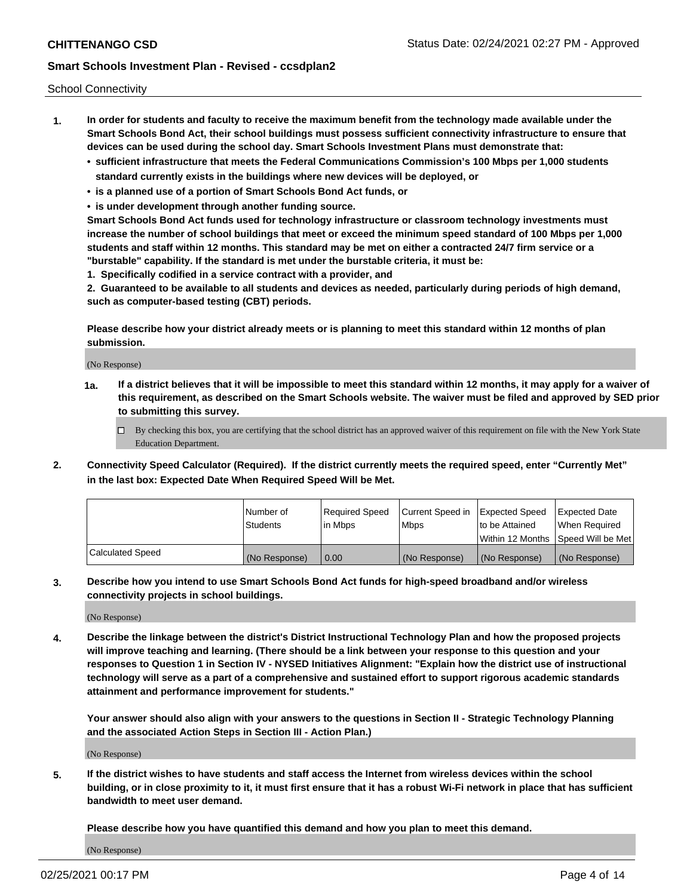School Connectivity

1. **In order for students and faculty to receive the maximum benefit from the technology made available under the Smart Schools Bond Act, their school buildings must possess sufficient connectivity infrastructure to ensure that devices can be used during the school day. Smart Schools Investment Plans must demonstrate that:**
   - **sufficient infrastructure that meets the Federal Communications Commission's 100 Mbps per 1,000 students standard currently exists in the buildings where new devices will be deployed, or**
   - **is a planned use of a portion of Smart Schools Bond Act funds, or**
   - **is under development through another funding source.**

   **Smart Schools Bond Act funds used for technology infrastructure or classroom technology investments must increase the number of school buildings that meet or exceed the minimum speed standard of 100 Mbps per 1,000 students and staff within 12 months. This standard may be met on either a contracted 24/7 firm service or a "burstable" capability. If the standard is met under the burstable criteria, it must be:**

   **1. Specifically codified in a service contract with a provider, and**

   **2. Guaranteed to be available to all students and devices as needed, particularly during periods of high demand, such as computer-based testing (CBT) periods.**

   **Please describe how your district already meets or is planning to meet this standard within 12 months of plan submission.**

   (No Response)

   **1a. If a district believes that it will be impossible to meet this standard within 12 months, it may apply for a waiver of this requirement, as described on the Smart Schools website. The waiver must be filed and approved by SED prior to submitting this survey.**

   ☐ By checking this box, you are certifying that the school district has an approved waiver of this requirement on file with the New York State Education Department.

2. **Connectivity Speed Calculator (Required). If the district currently meets the required speed, enter "Currently Met" in the last box: Expected Date When Required Speed Will be Met.**

| | Number of Students | Required Speed in Mbps | Current Speed in Mbps | Expected Speed to be Attained Within 12 Months | Expected Date When Required Speed Will be Met |
|---|---|---|---|---|---|
| Calculated Speed | (No Response) | 0.00 | (No Response) | (No Response) | (No Response) |

3. **Describe how you intend to use Smart Schools Bond Act funds for high-speed broadband and/or wireless connectivity projects in school buildings.**

   (No Response)

4. **Describe the linkage between the district's District Instructional Technology Plan and how the proposed projects will improve teaching and learning. (There should be a link between your response to this question and your responses to Question 1 in Section IV - NYSED Initiatives Alignment: "Explain how the district use of instructional technology will serve as a part of a comprehensive and sustained effort to support rigorous academic standards attainment and performance improvement for students."**

   **Your answer should also align with your answers to the questions in Section II - Strategic Technology Planning and the associated Action Steps in Section III - Action Plan.)**

   (No Response)

5. **If the district wishes to have students and staff access the Internet from wireless devices within the school building, or in close proximity to it, it must first ensure that it has a robust Wi-Fi network in place that has sufficient bandwidth to meet user demand.**

   **Please describe how you have quantified this demand and how you plan to meet this demand.**

   (No Response)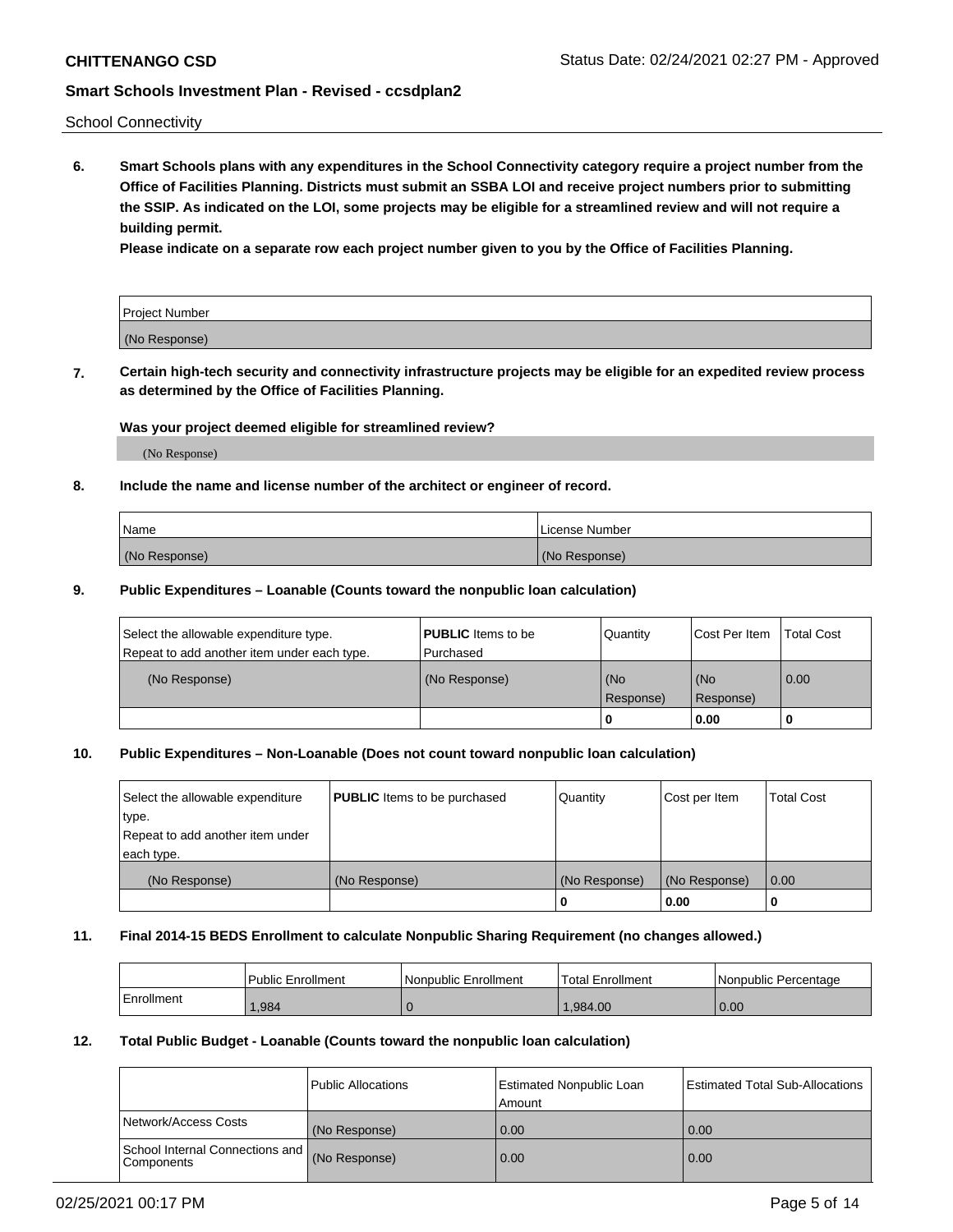School Connectivity

**6. Smart Schools plans with any expenditures in the School Connectivity category require a project number from the Office of Facilities Planning. Districts must submit an SSBA LOI and receive project numbers prior to submitting the SSIP. As indicated on the LOI, some projects may be eligible for a streamlined review and will not require a building permit.**

**Please indicate on a separate row each project number given to you by the Office of Facilities Planning.**

| Project Number |
| --- |
| (No Response) |

**7. Certain high-tech security and connectivity infrastructure projects may be eligible for an expedited review process as determined by the Office of Facilities Planning.**

**Was your project deemed eligible for streamlined review?**

(No Response)

**8. Include the name and license number of the architect or engineer of record.**

| Name | License Number |
| --- | --- |
| (No Response) | (No Response) |

**9. Public Expenditures – Loanable (Counts toward the nonpublic loan calculation)**

| Select the allowable expenditure type. Repeat to add another item under each type. | **PUBLIC** Items to be Purchased | Quantity | Cost Per Item | Total Cost |
| --- | --- | --- | --- | --- |
| (No Response) | (No Response) | (No Response) | (No Response) | 0.00 |
| | | 0 | 0.00 | 0 |

**10. Public Expenditures – Non-Loanable (Does not count toward nonpublic loan calculation)**

| Select the allowable expenditure type. Repeat to add another item under each type. | **PUBLIC** Items to be purchased | Quantity | Cost per Item | Total Cost |
| --- | --- | --- | --- | --- |
| (No Response) | (No Response) | (No Response) | (No Response) | 0.00 |
| | | 0 | 0.00 | 0 |

**11. Final 2014-15 BEDS Enrollment to calculate Nonpublic Sharing Requirement (no changes allowed.)**

| | Public Enrollment | Nonpublic Enrollment | Total Enrollment | Nonpublic Percentage |
| --- | --- | --- | --- | --- |
| Enrollment | 1,984 | 0 | 1,984.00 | 0.00 |

**12. Total Public Budget - Loanable (Counts toward the nonpublic loan calculation)**

| | Public Allocations | Estimated Nonpublic Loan Amount | Estimated Total Sub-Allocations |
| --- | --- | --- | --- |
| Network/Access Costs | (No Response) | 0.00 | 0.00 |
| School Internal Connections and Components | (No Response) | 0.00 | 0.00 |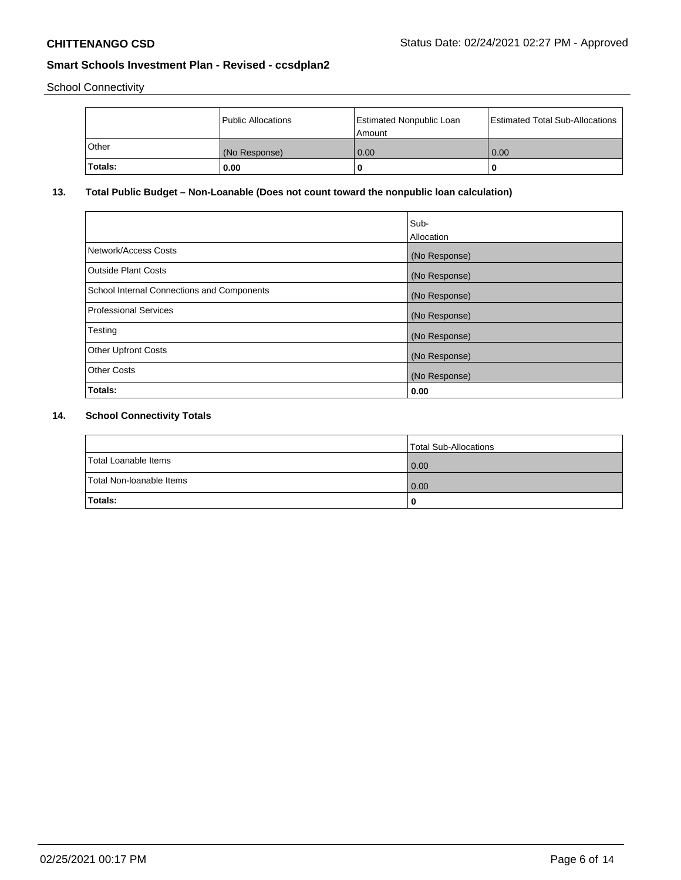School Connectivity

| | Public Allocations | Estimated Nonpublic Loan Amount | Estimated Total Sub-Allocations |
|---|---|---|---|
| Other | (No Response) | 0.00 | 0.00 |
| **Totals:** | **0.00** | **0** | **0** |

## 13. Total Public Budget – Non-Loanable (Does not count toward the nonpublic loan calculation)

| | Sub-Allocation |
|---|---|
| Network/Access Costs | (No Response) |
| Outside Plant Costs | (No Response) |
| School Internal Connections and Components | (No Response) |
| Professional Services | (No Response) |
| Testing | (No Response) |
| Other Upfront Costs | (No Response) |
| Other Costs | (No Response) |
| **Totals:** | **0.00** |

## 14. School Connectivity Totals

| | Total Sub-Allocations |
|---|---|
| Total Loanable Items | 0.00 |
| Total Non-loanable Items | 0.00 |
| **Totals:** | **0** |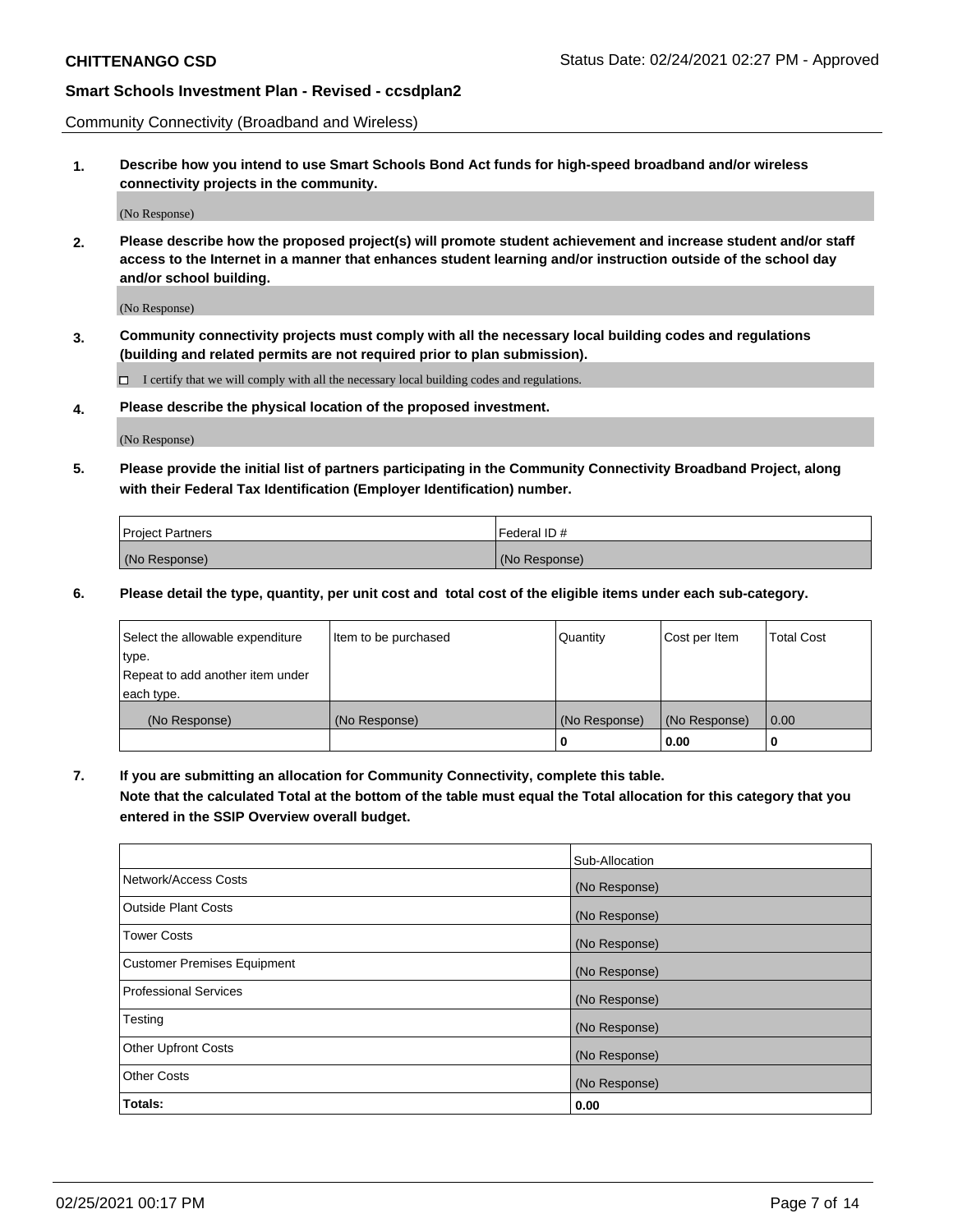Community Connectivity (Broadband and Wireless)

**1. Describe how you intend to use Smart Schools Bond Act funds for high-speed broadband and/or wireless connectivity projects in the community.**

(No Response)

**2. Please describe how the proposed project(s) will promote student achievement and increase student and/or staff access to the Internet in a manner that enhances student learning and/or instruction outside of the school day and/or school building.**

(No Response)

**3. Community connectivity projects must comply with all the necessary local building codes and regulations (building and related permits are not required prior to plan submission).**

☐ I certify that we will comply with all the necessary local building codes and regulations.

**4. Please describe the physical location of the proposed investment.**

(No Response)

**5. Please provide the initial list of partners participating in the Community Connectivity Broadband Project, along with their Federal Tax Identification (Employer Identification) number.**

| Project Partners | Federal ID # |
|---|---|
| (No Response) | (No Response) |

**6. Please detail the type, quantity, per unit cost and total cost of the eligible items under each sub-category.**

| Select the allowable expenditure type. Repeat to add another item under each type. | Item to be purchased | Quantity | Cost per Item | Total Cost |
|---|---|---|---|---|
| (No Response) | (No Response) | (No Response) | (No Response) | 0.00 |
| | | 0 | 0.00 | 0 |

**7. If you are submitting an allocation for Community Connectivity, complete this table. Note that the calculated Total at the bottom of the table must equal the Total allocation for this category that you entered in the SSIP Overview overall budget.**

| | Sub-Allocation |
|---|---|
| Network/Access Costs | (No Response) |
| Outside Plant Costs | (No Response) |
| Tower Costs | (No Response) |
| Customer Premises Equipment | (No Response) |
| Professional Services | (No Response) |
| Testing | (No Response) |
| Other Upfront Costs | (No Response) |
| Other Costs | (No Response) |
| **Totals:** | **0.00** |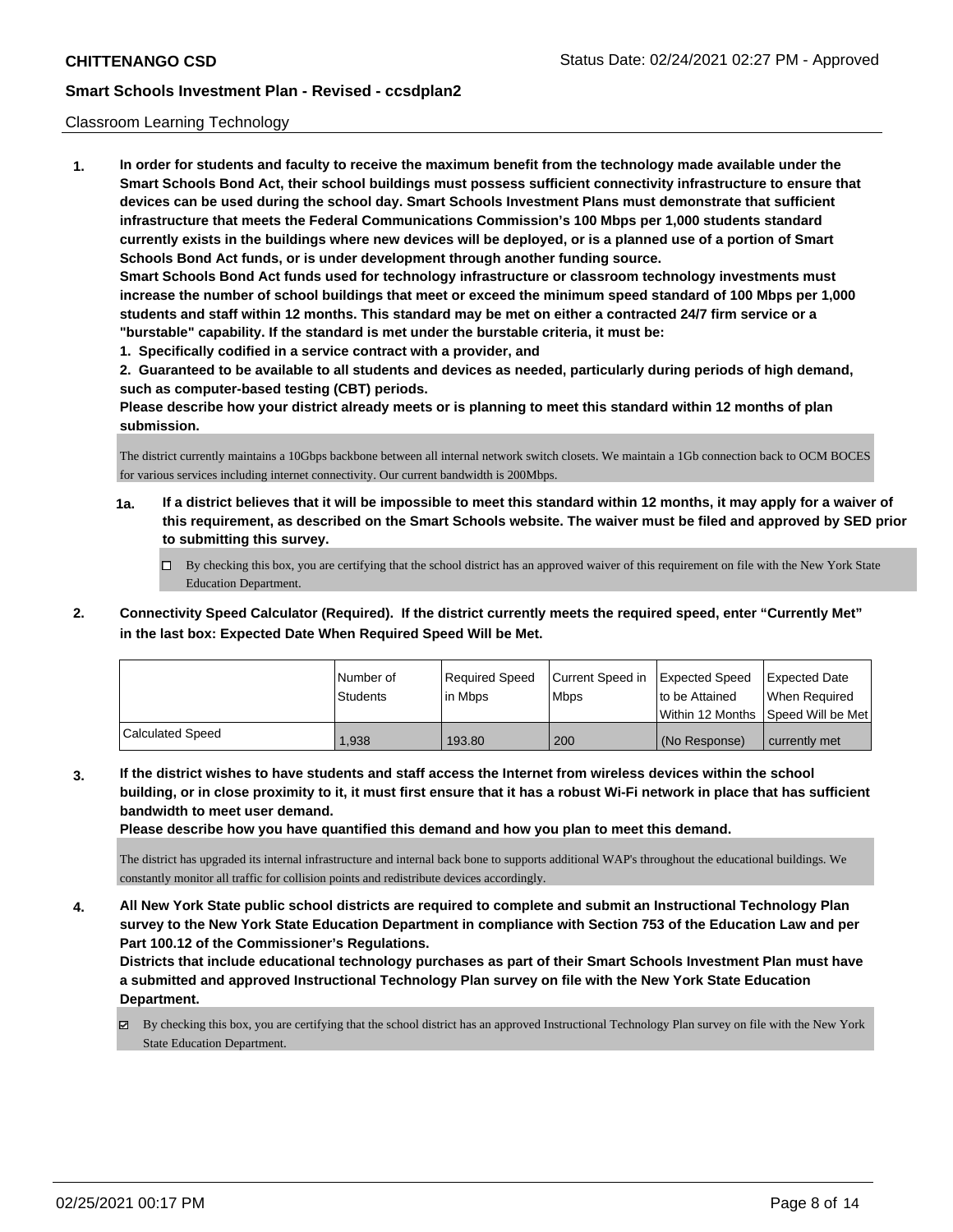Classroom Learning Technology

**1. In order for students and faculty to receive the maximum benefit from the technology made available under the Smart Schools Bond Act, their school buildings must possess sufficient connectivity infrastructure to ensure that devices can be used during the school day. Smart Schools Investment Plans must demonstrate that sufficient infrastructure that meets the Federal Communications Commission's 100 Mbps per 1,000 students standard currently exists in the buildings where new devices will be deployed, or is a planned use of a portion of Smart Schools Bond Act funds, or is under development through another funding source.**

**Smart Schools Bond Act funds used for technology infrastructure or classroom technology investments must increase the number of school buildings that meet or exceed the minimum speed standard of 100 Mbps per 1,000 students and staff within 12 months. This standard may be met on either a contracted 24/7 firm service or a "burstable" capability. If the standard is met under the burstable criteria, it must be:**

**1. Specifically codified in a service contract with a provider, and**

**2. Guaranteed to be available to all students and devices as needed, particularly during periods of high demand, such as computer-based testing (CBT) periods.**

**Please describe how your district already meets or is planning to meet this standard within 12 months of plan submission.**

The district currently maintains a 10Gbps backbone between all internal network switch closets. We maintain a 1Gb connection back to OCM BOCES for various services including internet connectivity. Our current bandwidth is 200Mbps.

**1a. If a district believes that it will be impossible to meet this standard within 12 months, it may apply for a waiver of this requirement, as described on the Smart Schools website. The waiver must be filed and approved by SED prior to submitting this survey.**

☐ By checking this box, you are certifying that the school district has an approved waiver of this requirement on file with the New York State Education Department.

**2. Connectivity Speed Calculator (Required). If the district currently meets the required speed, enter "Currently Met" in the last box: Expected Date When Required Speed Will be Met.**

| | Number of Students | Required Speed in Mbps | Current Speed in Mbps | Expected Speed to be Attained Within 12 Months | Expected Date When Required Speed Will be Met |
|---|---|---|---|---|---|
| Calculated Speed | 1,938 | 193.80 | 200 | (No Response) | currently met |

**3. If the district wishes to have students and staff access the Internet from wireless devices within the school building, or in close proximity to it, it must first ensure that it has a robust Wi-Fi network in place that has sufficient bandwidth to meet user demand.**

**Please describe how you have quantified this demand and how you plan to meet this demand.**

The district has upgraded its internal infrastructure and internal back bone to supports additional WAP's throughout the educational buildings. We constantly monitor all traffic for collision points and redistribute devices accordingly.

**4. All New York State public school districts are required to complete and submit an Instructional Technology Plan survey to the New York State Education Department in compliance with Section 753 of the Education Law and per Part 100.12 of the Commissioner's Regulations.**

**Districts that include educational technology purchases as part of their Smart Schools Investment Plan must have a submitted and approved Instructional Technology Plan survey on file with the New York State Education Department.**

☑ By checking this box, you are certifying that the school district has an approved Instructional Technology Plan survey on file with the New York State Education Department.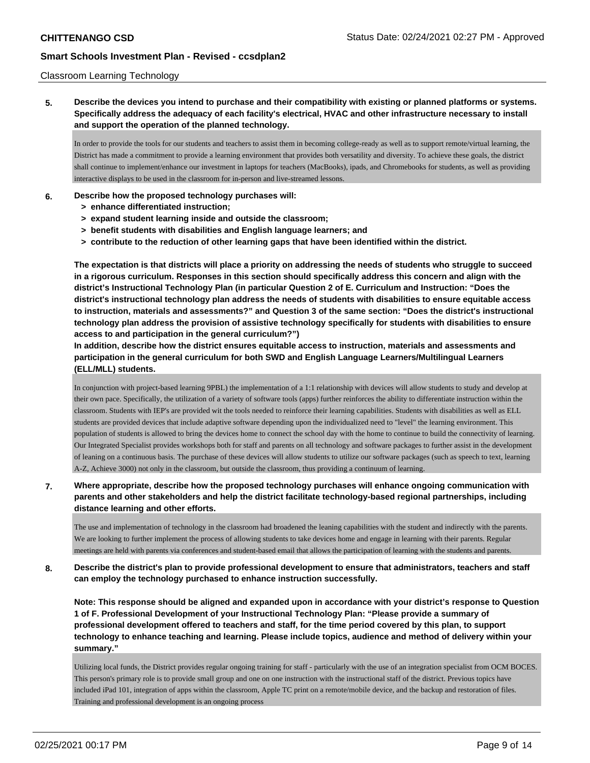Classroom Learning Technology

**5. Describe the devices you intend to purchase and their compatibility with existing or planned platforms or systems. Specifically address the adequacy of each facility's electrical, HVAC and other infrastructure necessary to install and support the operation of the planned technology.**

In order to provide the tools for our students and teachers to assist them in becoming college-ready as well as to support remote/virtual learning, the District has made a commitment to provide a learning environment that provides both versatility and diversity. To achieve these goals, the district shall continue to implement/enhance our investment in laptops for teachers (MacBooks), ipads, and Chromebooks for students, as well as providing interactive displays to be used in the classroom for in-person and live-streamed lessons.

**6. Describe how the proposed technology purchases will:**
- **> enhance differentiated instruction;**
- **> expand student learning inside and outside the classroom;**
- **> benefit students with disabilities and English language learners; and**
- **> contribute to the reduction of other learning gaps that have been identified within the district.**

**The expectation is that districts will place a priority on addressing the needs of students who struggle to succeed in a rigorous curriculum. Responses in this section should specifically address this concern and align with the district's Instructional Technology Plan (in particular Question 2 of E. Curriculum and Instruction: "Does the district's instructional technology plan address the needs of students with disabilities to ensure equitable access to instruction, materials and assessments?" and Question 3 of the same section: "Does the district's instructional technology plan address the provision of assistive technology specifically for students with disabilities to ensure access to and participation in the general curriculum?")**

**In addition, describe how the district ensures equitable access to instruction, materials and assessments and participation in the general curriculum for both SWD and English Language Learners/Multilingual Learners (ELL/MLL) students.**

In conjunction with project-based learning 9PBL) the implementation of a 1:1 relationship with devices will allow students to study and develop at their own pace. Specifically, the utilization of a variety of software tools (apps) further reinforces the ability to differentiate instruction within the classroom. Students with IEP's are provided wit the tools needed to reinforce their learning capabilities. Students with disabilities as well as ELL students are provided devices that include adaptive software depending upon the individualized need to "level" the learning environment. This population of students is allowed to bring the devices home to connect the school day with the home to continue to build the connectivity of learning. Our Integrated Specialist provides workshops both for staff and parents on all technology and software packages to further assist in the development of leaning on a continuous basis. The purchase of these devices will allow students to utilize our software packages (such as speech to text, learning A-Z, Achieve 3000) not only in the classroom, but outside the classroom, thus providing a continuum of learning.

**7. Where appropriate, describe how the proposed technology purchases will enhance ongoing communication with parents and other stakeholders and help the district facilitate technology-based regional partnerships, including distance learning and other efforts.**

The use and implementation of technology in the classroom had broadened the leaning capabilities with the student and indirectly with the parents. We are looking to further implement the process of allowing students to take devices home and engage in learning with their parents. Regular meetings are held with parents via conferences and student-based email that allows the participation of learning with the students and parents.

**8. Describe the district's plan to provide professional development to ensure that administrators, teachers and staff can employ the technology purchased to enhance instruction successfully.**

**Note: This response should be aligned and expanded upon in accordance with your district's response to Question 1 of F. Professional Development of your Instructional Technology Plan: "Please provide a summary of professional development offered to teachers and staff, for the time period covered by this plan, to support technology to enhance teaching and learning. Please include topics, audience and method of delivery within your summary."**

Utilizing local funds, the District provides regular ongoing training for staff - particularly with the use of an integration specialist from OCM BOCES. This person's primary role is to provide small group and one on one instruction with the instructional staff of the district. Previous topics have included iPad 101, integration of apps within the classroom, Apple TC print on a remote/mobile device, and the backup and restoration of files. Training and professional development is an ongoing process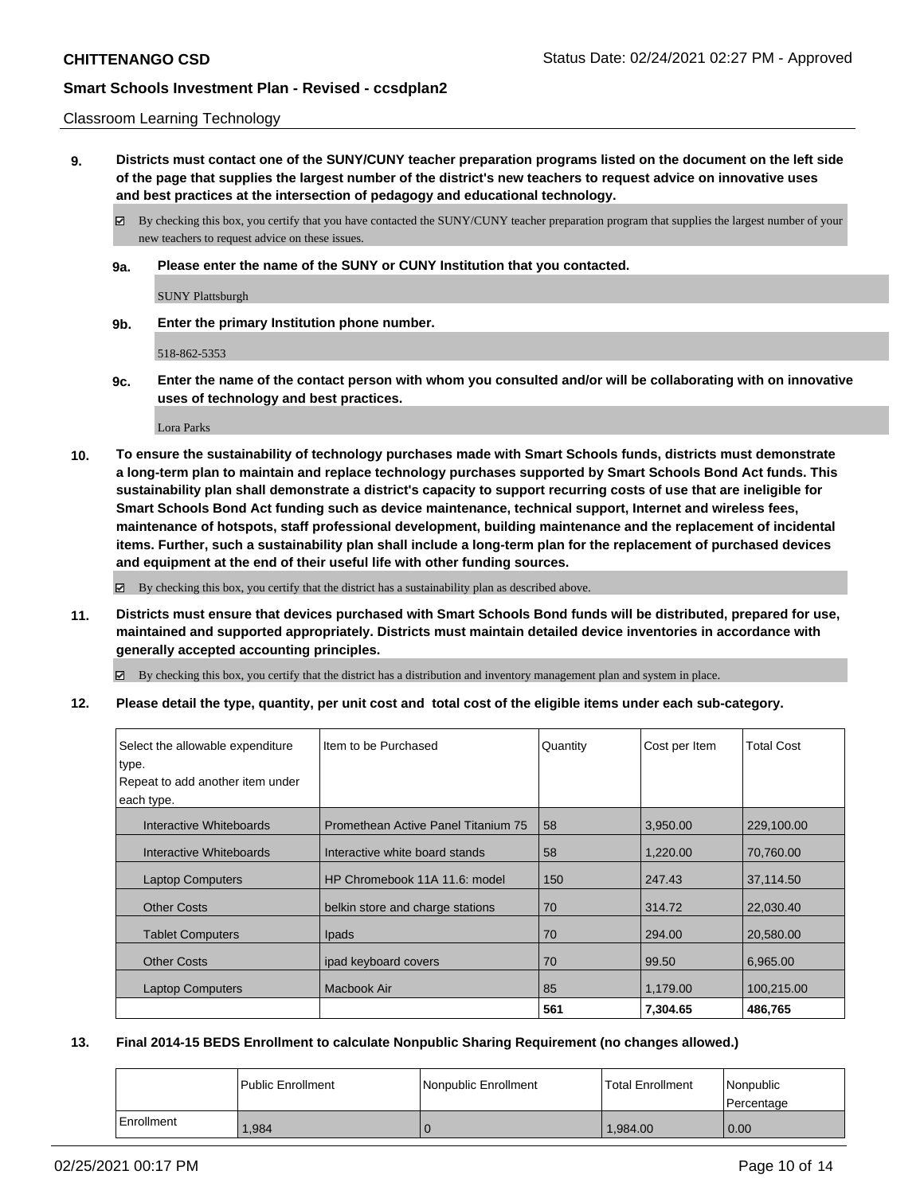Classroom Learning Technology

**9. Districts must contact one of the SUNY/CUNY teacher preparation programs listed on the document on the left side of the page that supplies the largest number of the district's new teachers to request advice on innovative uses and best practices at the intersection of pedagogy and educational technology.**

☑ By checking this box, you certify that you have contacted the SUNY/CUNY teacher preparation program that supplies the largest number of your new teachers to request advice on these issues.

**9a. Please enter the name of the SUNY or CUNY Institution that you contacted.**

SUNY Plattsburgh

**9b. Enter the primary Institution phone number.**

518-862-5353

**9c. Enter the name of the contact person with whom you consulted and/or will be collaborating with on innovative uses of technology and best practices.**

Lora Parks

**10. To ensure the sustainability of technology purchases made with Smart Schools funds, districts must demonstrate a long-term plan to maintain and replace technology purchases supported by Smart Schools Bond Act funds. This sustainability plan shall demonstrate a district's capacity to support recurring costs of use that are ineligible for Smart Schools Bond Act funding such as device maintenance, technical support, Internet and wireless fees, maintenance of hotspots, staff professional development, building maintenance and the replacement of incidental items. Further, such a sustainability plan shall include a long-term plan for the replacement of purchased devices and equipment at the end of their useful life with other funding sources.**

☑ By checking this box, you certify that the district has a sustainability plan as described above.

**11. Districts must ensure that devices purchased with Smart Schools Bond funds will be distributed, prepared for use, maintained and supported appropriately. Districts must maintain detailed device inventories in accordance with generally accepted accounting principles.**

☑ By checking this box, you certify that the district has a distribution and inventory management plan and system in place.

**12. Please detail the type, quantity, per unit cost and total cost of the eligible items under each sub-category.**

| Select the allowable expenditure type. Repeat to add another item under each type. | Item to be Purchased | Quantity | Cost per Item | Total Cost |
|---|---|---|---|---|
| Interactive Whiteboards | Promethean Active Panel Titanium 75 | 58 | 3,950.00 | 229,100.00 |
| Interactive Whiteboards | Interactive white board stands | 58 | 1,220.00 | 70,760.00 |
| Laptop Computers | HP Chromebook 11A 11.6: model | 150 | 247.43 | 37,114.50 |
| Other Costs | belkin store and charge stations | 70 | 314.72 | 22,030.40 |
| Tablet Computers | Ipads | 70 | 294.00 | 20,580.00 |
| Other Costs | ipad keyboard covers | 70 | 99.50 | 6,965.00 |
| Laptop Computers | Macbook Air | 85 | 1,179.00 | 100,215.00 |
| | | **561** | **7,304.65** | **486,765** |

**13. Final 2014-15 BEDS Enrollment to calculate Nonpublic Sharing Requirement (no changes allowed.)**

| | Public Enrollment | Nonpublic Enrollment | Total Enrollment | Nonpublic Percentage |
|---|---|---|---|---|
| Enrollment | 1,984 | 0 | 1,984.00 | 0.00 |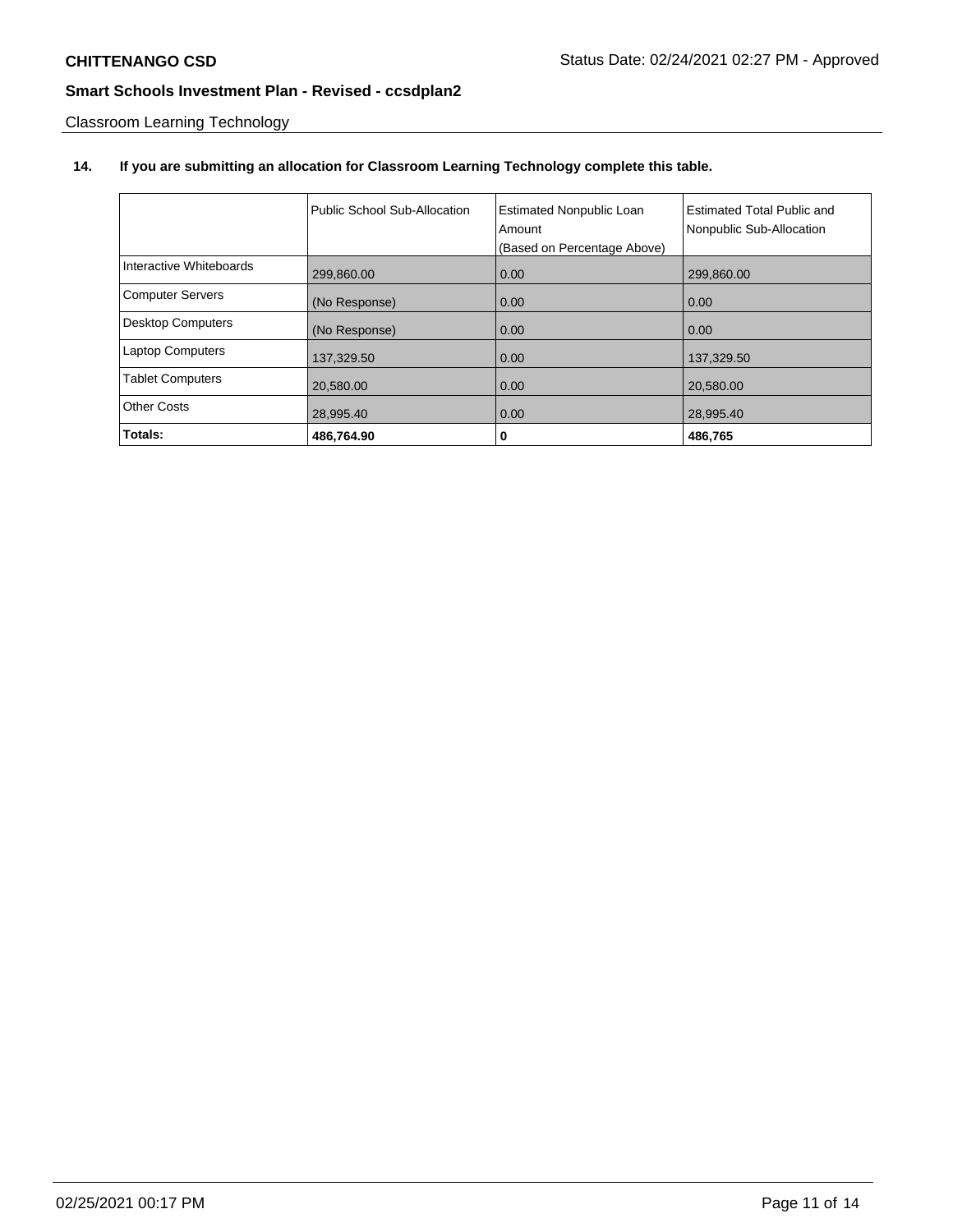Classroom Learning Technology

**14. If you are submitting an allocation for Classroom Learning Technology complete this table.**

| | Public School Sub-Allocation | Estimated Nonpublic Loan Amount (Based on Percentage Above) | Estimated Total Public and Nonpublic Sub-Allocation |
|---|---|---|---|
| Interactive Whiteboards | 299,860.00 | 0.00 | 299,860.00 |
| Computer Servers | (No Response) | 0.00 | 0.00 |
| Desktop Computers | (No Response) | 0.00 | 0.00 |
| Laptop Computers | 137,329.50 | 0.00 | 137,329.50 |
| Tablet Computers | 20,580.00 | 0.00 | 20,580.00 |
| Other Costs | 28,995.40 | 0.00 | 28,995.40 |
| **Totals:** | **486,764.90** | **0** | **486,765** |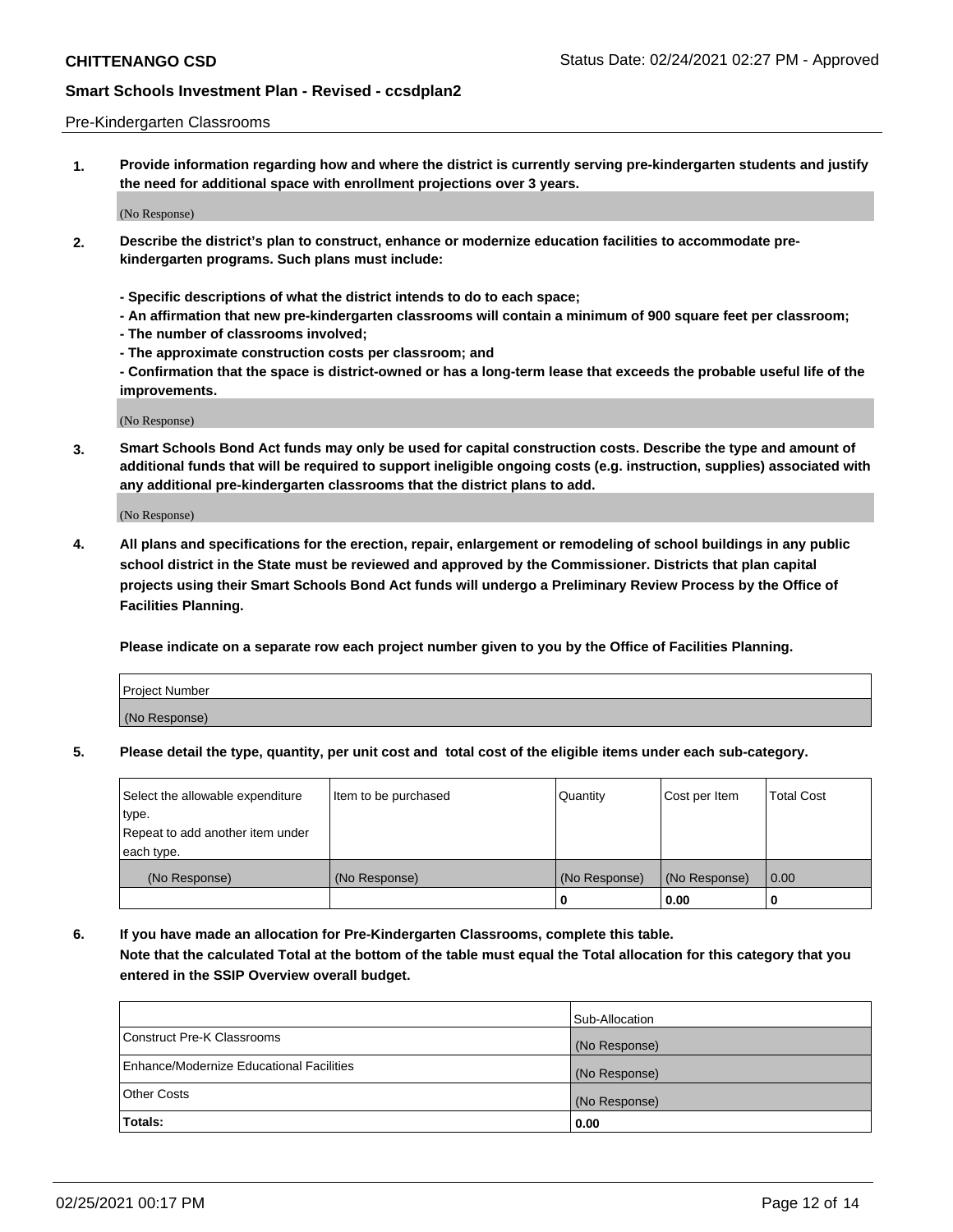Pre-Kindergarten Classrooms

**1. Provide information regarding how and where the district is currently serving pre-kindergarten students and justify the need for additional space with enrollment projections over 3 years.**

(No Response)

**2. Describe the district's plan to construct, enhance or modernize education facilities to accommodate pre-kindergarten programs. Such plans must include:**

**- Specific descriptions of what the district intends to do to each space;**
**- An affirmation that new pre-kindergarten classrooms will contain a minimum of 900 square feet per classroom;**
**- The number of classrooms involved;**
**- The approximate construction costs per classroom; and**
**- Confirmation that the space is district-owned or has a long-term lease that exceeds the probable useful life of the improvements.**

(No Response)

**3. Smart Schools Bond Act funds may only be used for capital construction costs. Describe the type and amount of additional funds that will be required to support ineligible ongoing costs (e.g. instruction, supplies) associated with any additional pre-kindergarten classrooms that the district plans to add.**

(No Response)

**4. All plans and specifications for the erection, repair, enlargement or remodeling of school buildings in any public school district in the State must be reviewed and approved by the Commissioner. Districts that plan capital projects using their Smart Schools Bond Act funds will undergo a Preliminary Review Process by the Office of Facilities Planning.**

**Please indicate on a separate row each project number given to you by the Office of Facilities Planning.**

| Project Number |
|---|
| (No Response) |

**5. Please detail the type, quantity, per unit cost and total cost of the eligible items under each sub-category.**

| Select the allowable expenditure type. Repeat to add another item under each type. | Item to be purchased | Quantity | Cost per Item | Total Cost |
|---|---|---|---|---|
| (No Response) | (No Response) | (No Response) | (No Response) | 0.00 |
| | | 0 | 0.00 | 0 |

**6. If you have made an allocation for Pre-Kindergarten Classrooms, complete this table. Note that the calculated Total at the bottom of the table must equal the Total allocation for this category that you entered in the SSIP Overview overall budget.**

| | Sub-Allocation |
|---|---|
| Construct Pre-K Classrooms | (No Response) |
| Enhance/Modernize Educational Facilities | (No Response) |
| Other Costs | (No Response) |
| **Totals:** | **0.00** |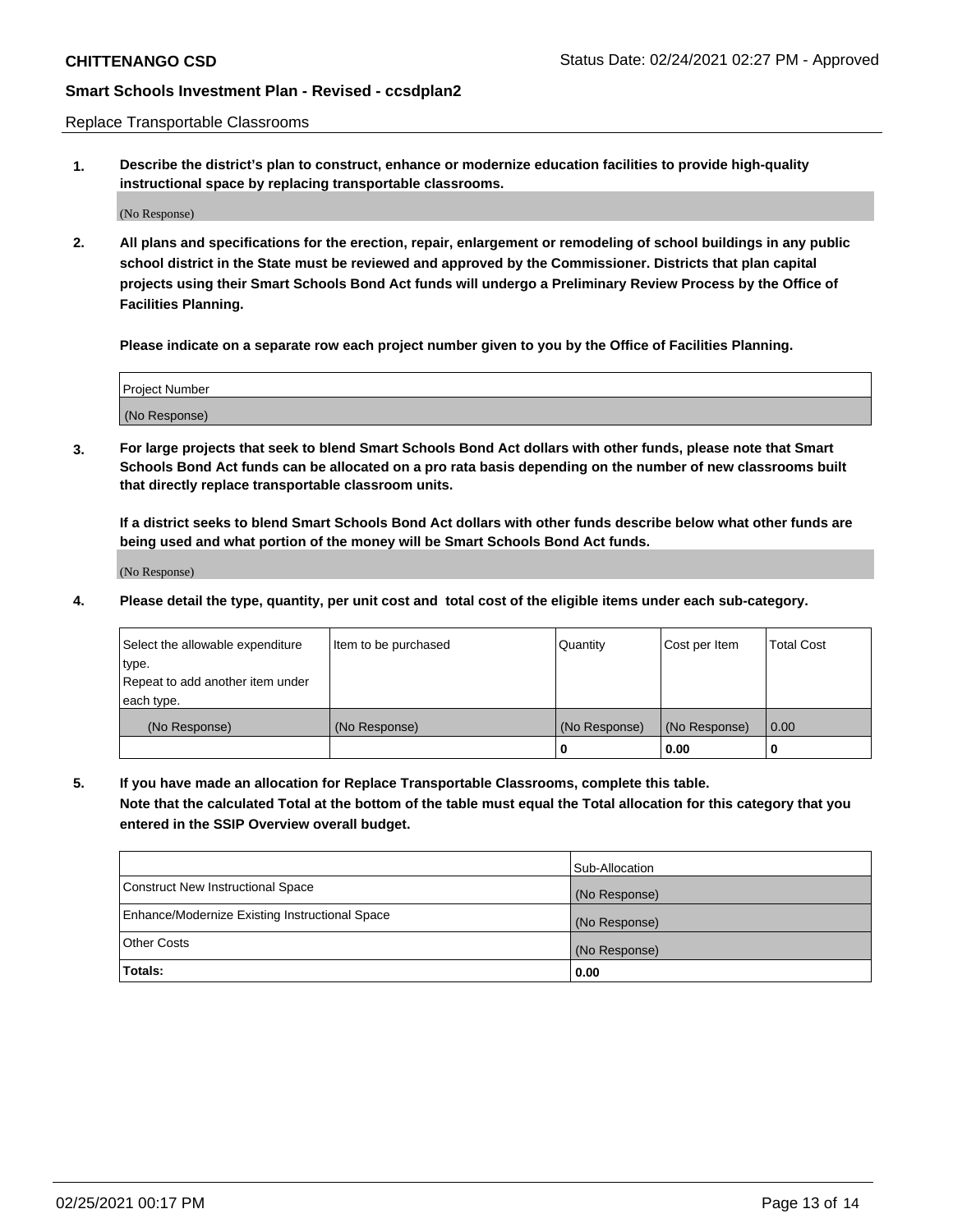Replace Transportable Classrooms

**1. Describe the district's plan to construct, enhance or modernize education facilities to provide high-quality instructional space by replacing transportable classrooms.**

(No Response)

**2. All plans and specifications for the erection, repair, enlargement or remodeling of school buildings in any public school district in the State must be reviewed and approved by the Commissioner. Districts that plan capital projects using their Smart Schools Bond Act funds will undergo a Preliminary Review Process by the Office of Facilities Planning.**

**Please indicate on a separate row each project number given to you by the Office of Facilities Planning.**

| Project Number |
| --- |
| (No Response) |

**3. For large projects that seek to blend Smart Schools Bond Act dollars with other funds, please note that Smart Schools Bond Act funds can be allocated on a pro rata basis depending on the number of new classrooms built that directly replace transportable classroom units.**

**If a district seeks to blend Smart Schools Bond Act dollars with other funds describe below what other funds are being used and what portion of the money will be Smart Schools Bond Act funds.**

(No Response)

**4. Please detail the type, quantity, per unit cost and total cost of the eligible items under each sub-category.**

| Select the allowable expenditure type. Repeat to add another item under each type. | Item to be purchased | Quantity | Cost per Item | Total Cost |
| --- | --- | --- | --- | --- |
| (No Response) | (No Response) | (No Response) | (No Response) | 0.00 |
| | | 0 | 0.00 | 0 |

**5. If you have made an allocation for Replace Transportable Classrooms, complete this table. Note that the calculated Total at the bottom of the table must equal the Total allocation for this category that you entered in the SSIP Overview overall budget.**

| | Sub-Allocation |
| --- | --- |
| Construct New Instructional Space | (No Response) |
| Enhance/Modernize Existing Instructional Space | (No Response) |
| Other Costs | (No Response) |
| **Totals:** | **0.00** |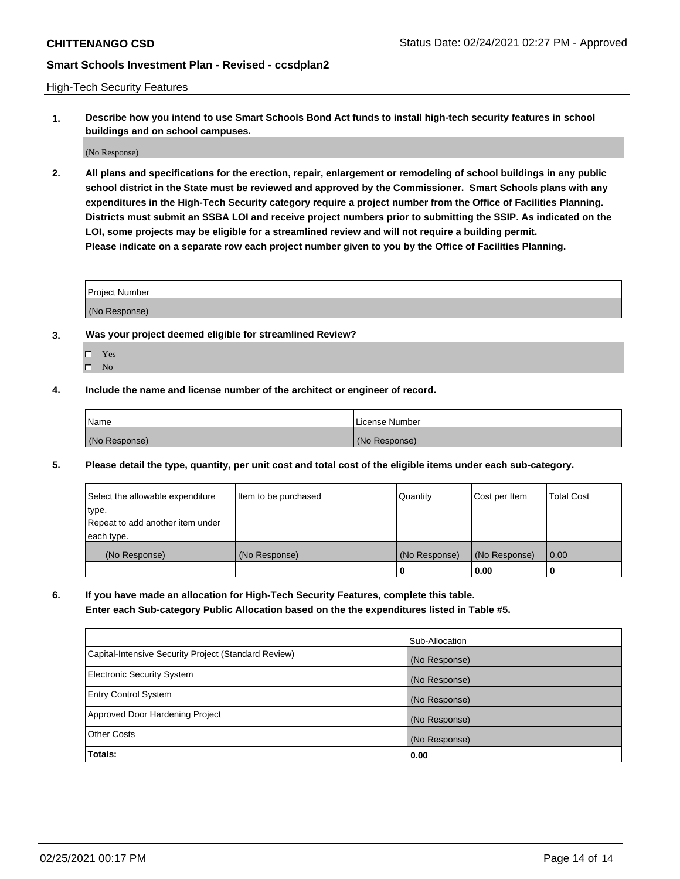High-Tech Security Features

**1. Describe how you intend to use Smart Schools Bond Act funds to install high-tech security features in school buildings and on school campuses.**

(No Response)

**2. All plans and specifications for the erection, repair, enlargement or remodeling of school buildings in any public school district in the State must be reviewed and approved by the Commissioner. Smart Schools plans with any expenditures in the High-Tech Security category require a project number from the Office of Facilities Planning. Districts must submit an SSBA LOI and receive project numbers prior to submitting the SSIP. As indicated on the LOI, some projects may be eligible for a streamlined review and will not require a building permit. Please indicate on a separate row each project number given to you by the Office of Facilities Planning.**

| Project Number |
| --- |
| (No Response) |

**3. Was your project deemed eligible for streamlined Review?**

- ☐ Yes
- ☐ No

**4. Include the name and license number of the architect or engineer of record.**

| Name | License Number |
| --- | --- |
| (No Response) | (No Response) |

**5. Please detail the type, quantity, per unit cost and total cost of the eligible items under each sub-category.**

| Select the allowable expenditure type. Repeat to add another item under each type. | Item to be purchased | Quantity | Cost per Item | Total Cost |
| --- | --- | --- | --- | --- |
| (No Response) | (No Response) | (No Response) | (No Response) | 0.00 |
| | | 0 | 0.00 | 0 |

**6. If you have made an allocation for High-Tech Security Features, complete this table. Enter each Sub-category Public Allocation based on the the expenditures listed in Table #5.**

| | Sub-Allocation |
| --- | --- |
| Capital-Intensive Security Project (Standard Review) | (No Response) |
| Electronic Security System | (No Response) |
| Entry Control System | (No Response) |
| Approved Door Hardening Project | (No Response) |
| Other Costs | (No Response) |
| **Totals:** | **0.00** |